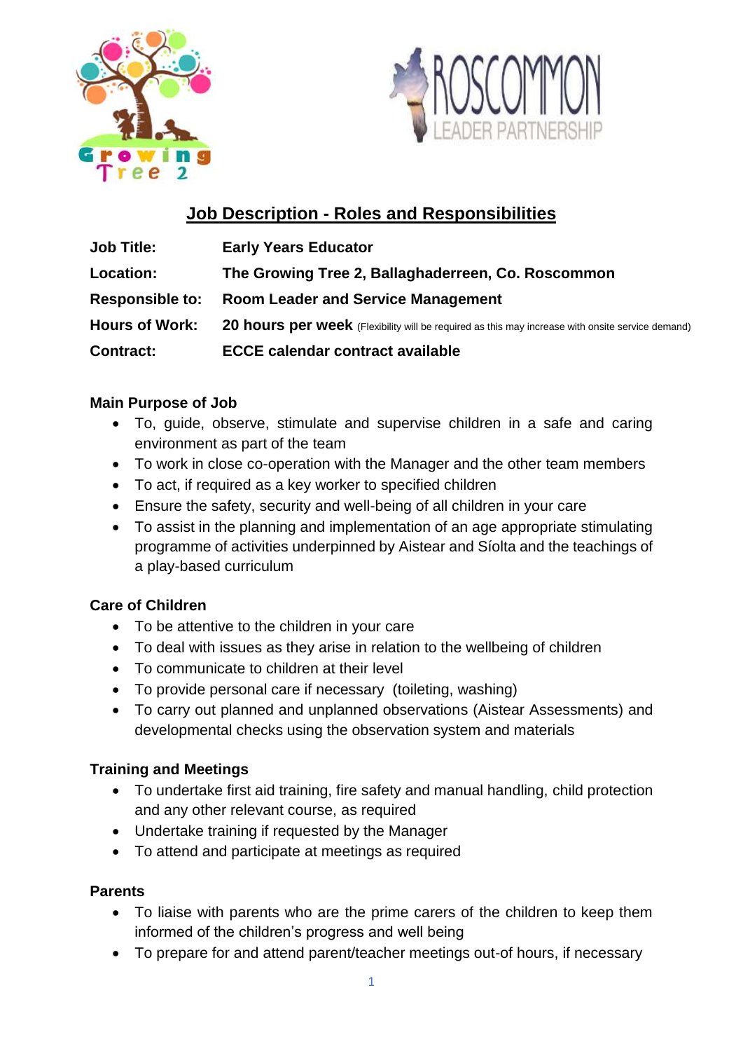# Job Description - Roles and Responsibilities

| | |
|---|---|
| **Job Title:** | **Early Years Educator** |
| **Location:** | **The Growing Tree 2, Ballaghaderreen, Co. Roscommon** |
| **Responsible to:** | **Room Leader and Service Management** |
| **Hours of Work:** | **20 hours per week** (Flexibility will be required as this may increase with onsite service demand) |
| **Contract:** | **ECCE calendar contract available** |

### Main Purpose of Job

- To, guide, observe, stimulate and supervise children in a safe and caring environment as part of the team
- To work in close co-operation with the Manager and the other team members
- To act, if required as a key worker to specified children
- Ensure the safety, security and well-being of all children in your care
- To assist in the planning and implementation of an age appropriate stimulating programme of activities underpinned by Aistear and Síolta and the teachings of a play-based curriculum

### Care of Children

- To be attentive to the children in your care
- To deal with issues as they arise in relation to the wellbeing of children
- To communicate to children at their level
- To provide personal care if necessary (toileting, washing)
- To carry out planned and unplanned observations (Aistear Assessments) and developmental checks using the observation system and materials

### Training and Meetings

- To undertake first aid training, fire safety and manual handling, child protection and any other relevant course, as required
- Undertake training if requested by the Manager
- To attend and participate at meetings as required

### Parents

- To liaise with parents who are the prime carers of the children to keep them informed of the children's progress and well being
- To prepare for and attend parent/teacher meetings out-of hours, if necessary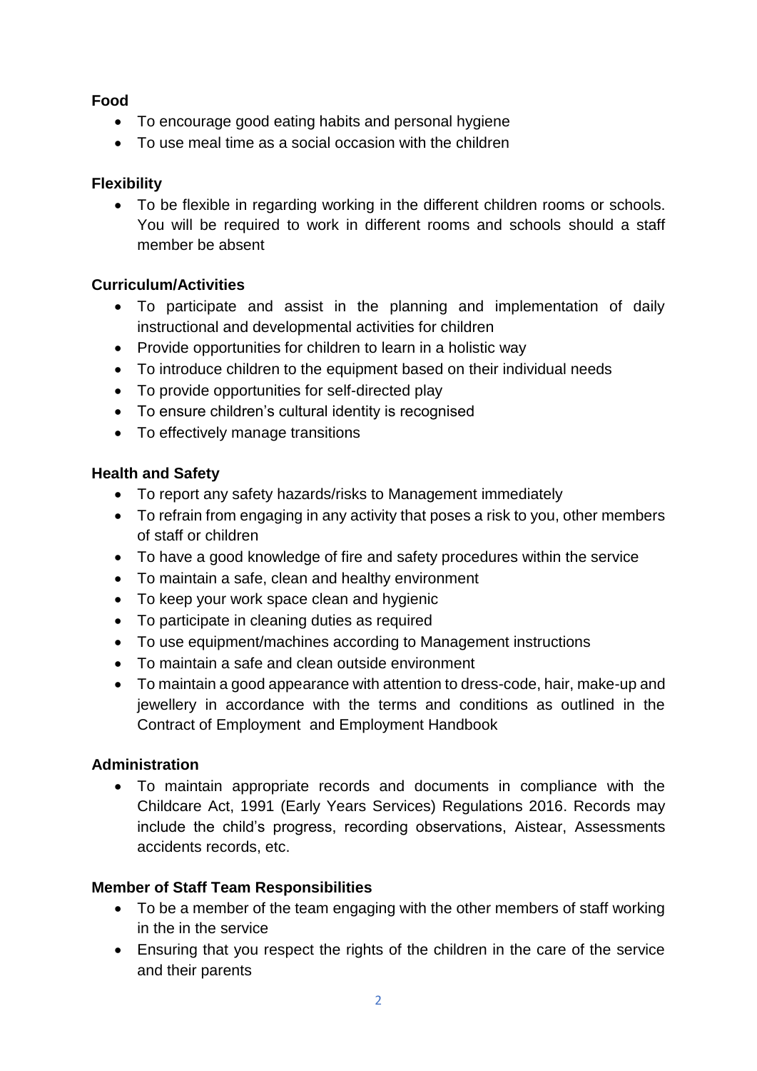**Food**

- To encourage good eating habits and personal hygiene
- To use meal time as a social occasion with the children

**Flexibility**

- To be flexible in regarding working in the different children rooms or schools. You will be required to work in different rooms and schools should a staff member be absent

**Curriculum/Activities**

- To participate and assist in the planning and implementation of daily instructional and developmental activities for children
- Provide opportunities for children to learn in a holistic way
- To introduce children to the equipment based on their individual needs
- To provide opportunities for self-directed play
- To ensure children's cultural identity is recognised
- To effectively manage transitions

**Health and Safety**

- To report any safety hazards/risks to Management immediately
- To refrain from engaging in any activity that poses a risk to you, other members of staff or children
- To have a good knowledge of fire and safety procedures within the service
- To maintain a safe, clean and healthy environment
- To keep your work space clean and hygienic
- To participate in cleaning duties as required
- To use equipment/machines according to Management instructions
- To maintain a safe and clean outside environment
- To maintain a good appearance with attention to dress-code, hair, make-up and jewellery in accordance with the terms and conditions as outlined in the Contract of Employment and Employment Handbook

**Administration**

- To maintain appropriate records and documents in compliance with the Childcare Act, 1991 (Early Years Services) Regulations 2016. Records may include the child's progress, recording observations, Aistear, Assessments accidents records, etc.

**Member of Staff Team Responsibilities**

- To be a member of the team engaging with the other members of staff working in the in the service
- Ensuring that you respect the rights of the children in the care of the service and their parents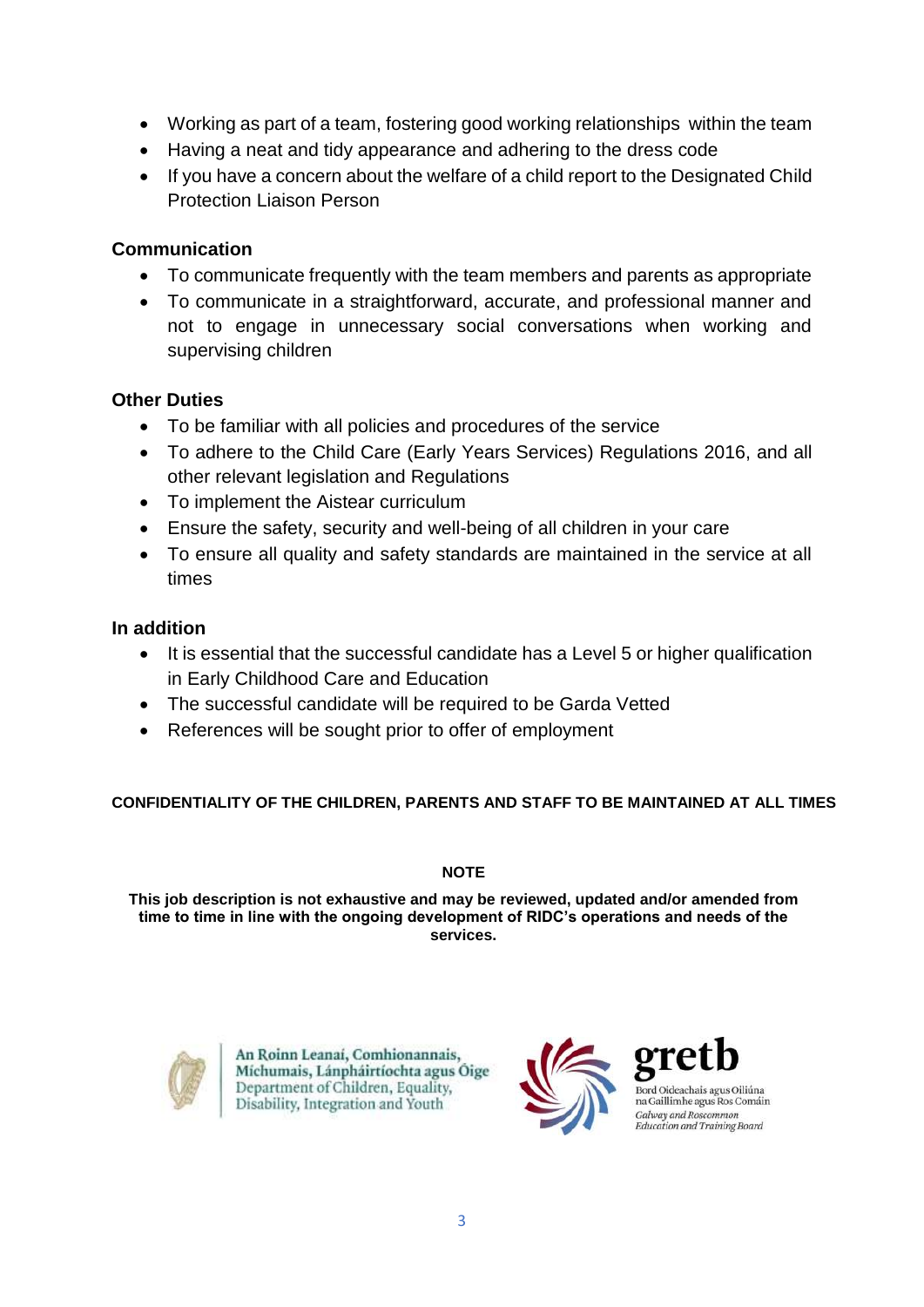- Working as part of a team, fostering good working relationships within the team
- Having a neat and tidy appearance and adhering to the dress code
- If you have a concern about the welfare of a child report to the Designated Child Protection Liaison Person

**Communication**

- To communicate frequently with the team members and parents as appropriate
- To communicate in a straightforward, accurate, and professional manner and not to engage in unnecessary social conversations when working and supervising children

**Other Duties**

- To be familiar with all policies and procedures of the service
- To adhere to the Child Care (Early Years Services) Regulations 2016, and all other relevant legislation and Regulations
- To implement the Aistear curriculum
- Ensure the safety, security and well-being of all children in your care
- To ensure all quality and safety standards are maintained in the service at all times

**In addition**

- It is essential that the successful candidate has a Level 5 or higher qualification in Early Childhood Care and Education
- The successful candidate will be required to be Garda Vetted
- References will be sought prior to offer of employment

**CONFIDENTIALITY OF THE CHILDREN, PARENTS AND STAFF TO BE MAINTAINED AT ALL TIMES**

**NOTE**

**This job description is not exhaustive and may be reviewed, updated and/or amended from time to time in line with the ongoing development of RIDC's operations and needs of the services.**

An Roinn Leanaí, Comhionannais, Míchumais, Lánpháirtíochta agus Óige
Department of Children, Equality, Disability, Integration and Youth

gretb
Bord Oideachais agus Oiliúna na Gaillimhe agus Ros Comáin
*Galway and Roscommon Education and Training Board*